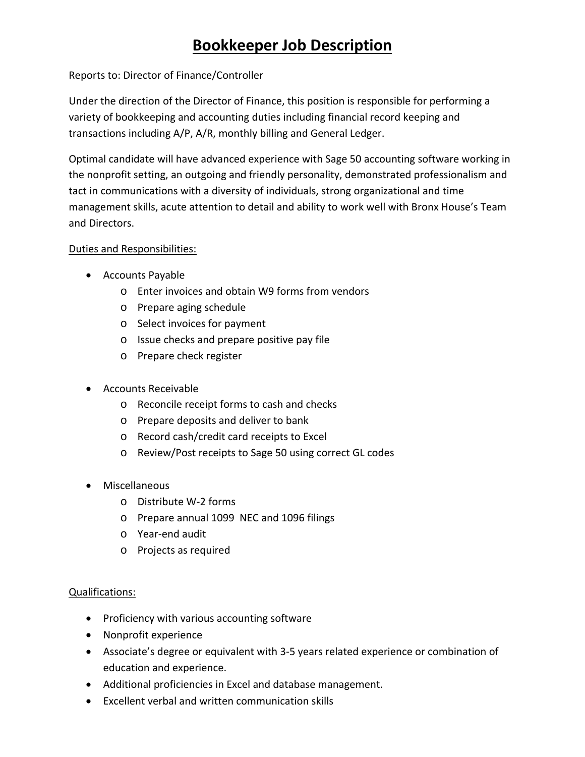# Bookkeeper Job Description

Reports to: Director of Finance/Controller

Under the direction of the Director of Finance, this position is responsible for performing a variety of bookkeeping and accounting duties including financial record keeping and transactions including A/P, A/R, monthly billing and General Ledger.

Optimal candidate will have advanced experience with Sage 50 accounting software working in the nonprofit setting, an outgoing and friendly personality, demonstrated professionalism and tact in communications with a diversity of individuals, strong organizational and time management skills, acute attention to detail and ability to work well with Bronx House's Team and Directors.

<u>Duties and Responsibilities:</u>

- Accounts Payable
  - Enter invoices and obtain W9 forms from vendors
  - Prepare aging schedule
  - Select invoices for payment
  - Issue checks and prepare positive pay file
  - Prepare check register

- Accounts Receivable
  - Reconcile receipt forms to cash and checks
  - Prepare deposits and deliver to bank
  - Record cash/credit card receipts to Excel
  - Review/Post receipts to Sage 50 using correct GL codes

- Miscellaneous
  - Distribute W-2 forms
  - Prepare annual 1099 NEC and 1096 filings
  - Year-end audit
  - Projects as required

<u>Qualifications:</u>

- Proficiency with various accounting software
- Nonprofit experience
- Associate's degree or equivalent with 3-5 years related experience or combination of education and experience.
- Additional proficiencies in Excel and database management.
- Excellent verbal and written communication skills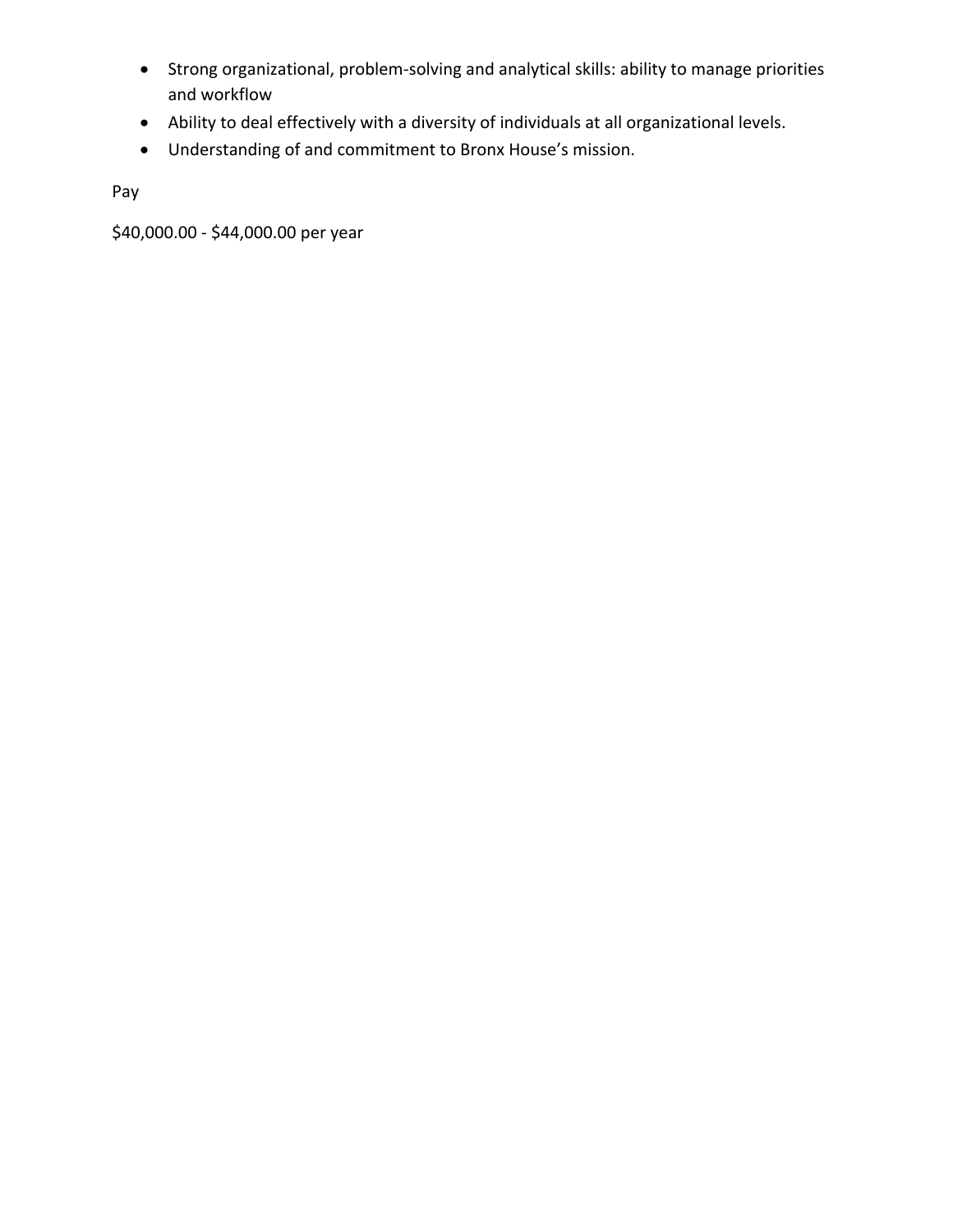- Strong organizational, problem-solving and analytical skills: ability to manage priorities and workflow
- Ability to deal effectively with a diversity of individuals at all organizational levels.
- Understanding of and commitment to Bronx House's mission.

Pay

$40,000.00 - $44,000.00 per year